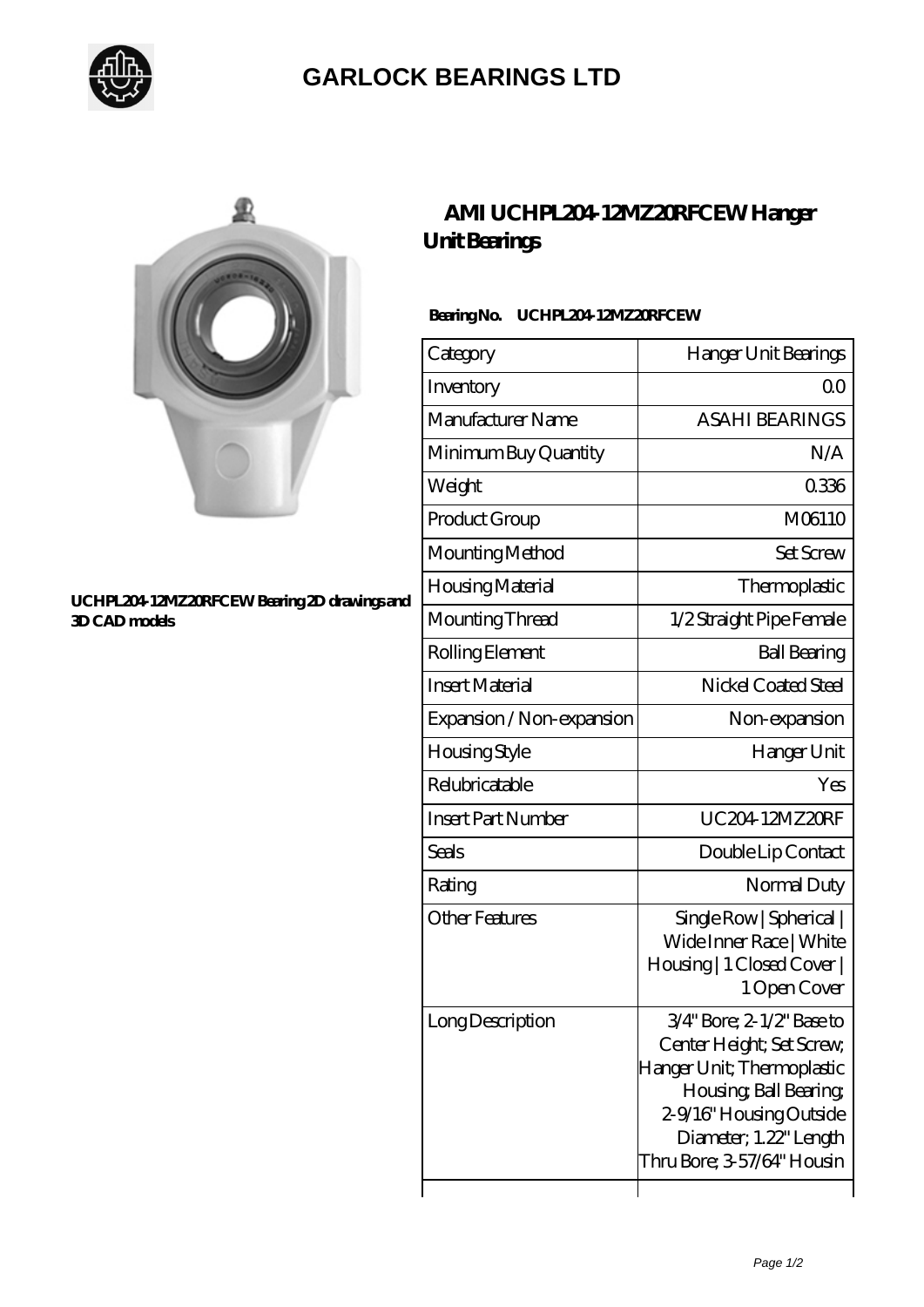# GARLOCK BEARINGS LTD

UCHPL204-12MZ20RFCEW Bearing 2D drawings and 3D CAD models

## AMI UCHPL204-12MZ20RFCEW Hanger Unit Bearings

**Bearing No. UCHPL204-12MZ20RFCEW**

| Category | Hanger Unit Bearings |
|---|---|
| Inventory | 0.0 |
| Manufacturer Name | ASAHI BEARINGS |
| Minimum Buy Quantity | N/A |
| Weight | 0.336 |
| Product Group | M06110 |
| Mounting Method | Set Screw |
| Housing Material | Thermoplastic |
| Mounting Thread | 1/2 Straight Pipe Female |
| Rolling Element | Ball Bearing |
| Insert Material | Nickel Coated Steel |
| Expansion / Non-expansion | Non-expansion |
| Housing Style | Hanger Unit |
| Relubricatable | Yes |
| Insert Part Number | UC204-12MZ20RF |
| Seals | Double Lip Contact |
| Rating | Normal Duty |
| Other Features | Single Row \| Spherical \| Wide Inner Race \| White Housing \| 1 Closed Cover \| 1 Open Cover |
| Long Description | 3/4" Bore; 2-1/2" Base to Center Height; Set Screw; Hanger Unit; Thermoplastic Housing; Ball Bearing; 2-9/16" Housing Outside Diameter; 1.22" Length Thru Bore; 3-57/64" Housin |
| | |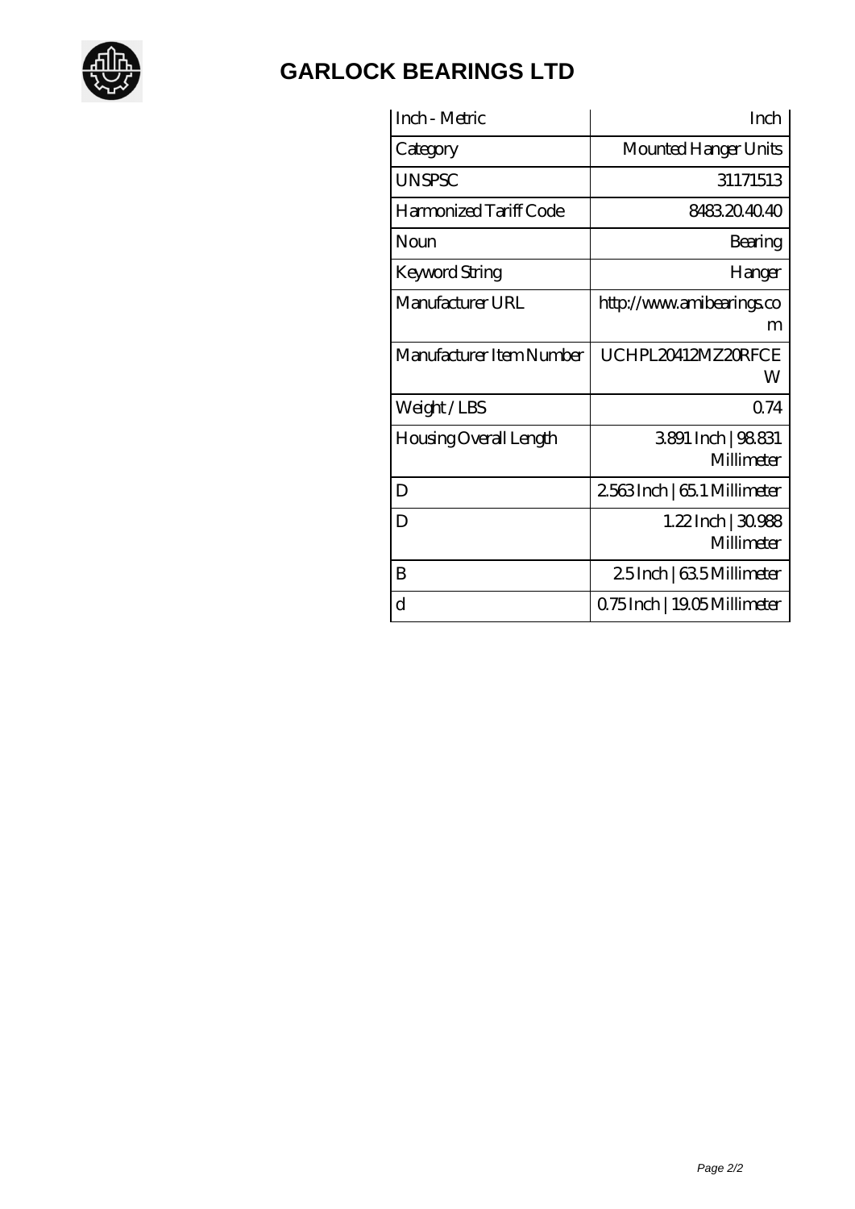# GARLOCK BEARINGS LTD

| | |
|---|---|
| Inch - Metric | Inch |
| Category | Mounted Hanger Units |
| UNSPSC | 31171513 |
| Harmonized Tariff Code | 8483.20.40.40 |
| Noun | Bearing |
| Keyword String | Hanger |
| Manufacturer URL | http://www.amibearings.com |
| Manufacturer Item Number | UCHPL20412MZ20RFCEW |
| Weight / LBS | 0.74 |
| Housing Overall Length | 3.891 Inch \| 98.831 Millimeter |
| D | 2.563 Inch \| 65.1 Millimeter |
| D | 1.22 Inch \| 30.988 Millimeter |
| B | 2.5 Inch \| 63.5 Millimeter |
| d | 0.75 Inch \| 19.05 Millimeter |